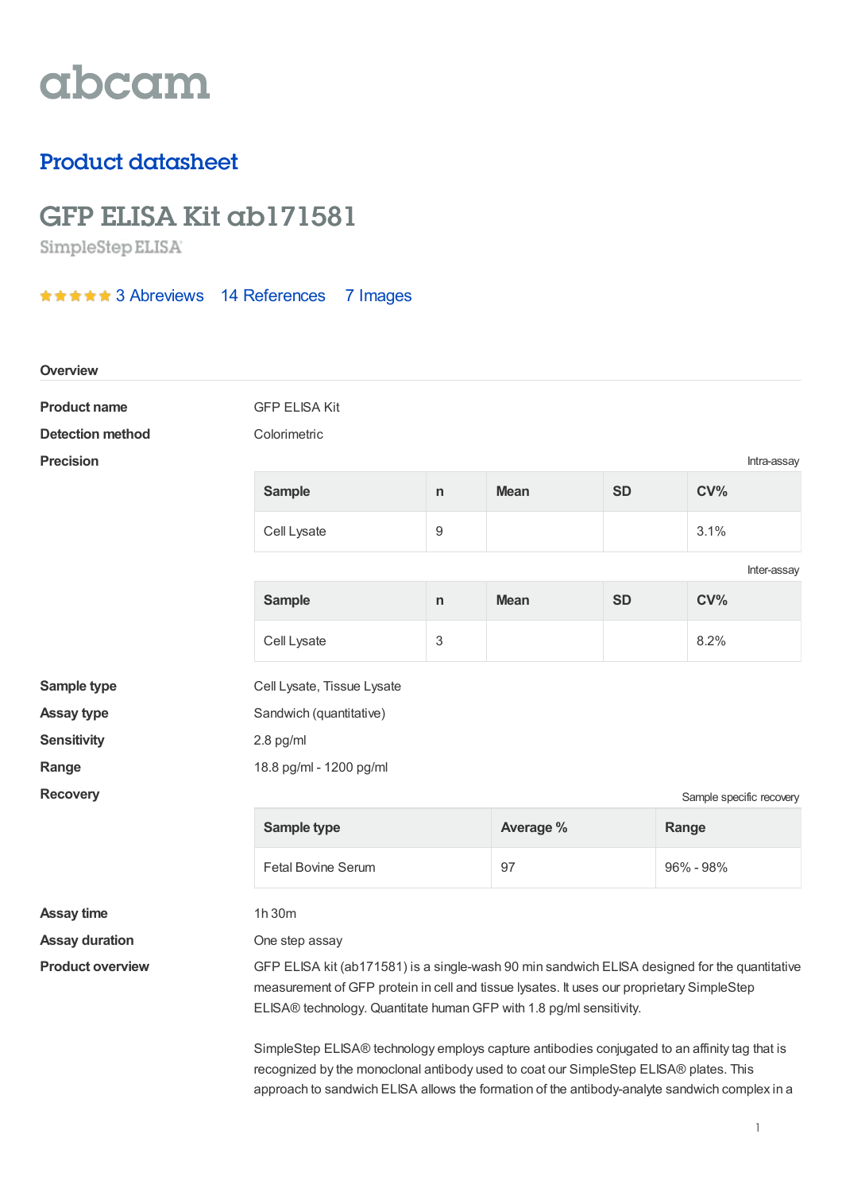abcam

## Product datasheet

# GFP ELISA Kit ab171581

SimpleStep ELISA®

★★★★★ 3 Abreviews 14 References 7 Images

### Overview

**Product name** GFP ELISA Kit

**Detection method** Colorimetric

**Precision**

Intra-assay

| Sample | n | Mean | SD | CV% |
|---|---|---|---|---|
| Cell Lysate | 9 | | | 3.1% |

Inter-assay

| Sample | n | Mean | SD | CV% |
|---|---|---|---|---|
| Cell Lysate | 3 | | | 8.2% |

**Sample type** Cell Lysate, Tissue Lysate

**Assay type** Sandwich (quantitative)

**Sensitivity** 2.8 pg/ml

**Range** 18.8 pg/ml - 1200 pg/ml

**Recovery**

Sample specific recovery

| Sample type | Average % | Range |
|---|---|---|
| Fetal Bovine Serum | 97 | 96% - 98% |

**Assay time** 1h 30m

**Assay duration** One step assay

**Product overview** GFP ELISA kit (ab171581) is a single-wash 90 min sandwich ELISA designed for the quantitative measurement of GFP protein in cell and tissue lysates. It uses our proprietary SimpleStep ELISA® technology. Quantitate human GFP with 1.8 pg/ml sensitivity.

SimpleStep ELISA® technology employs capture antibodies conjugated to an affinity tag that is recognized by the monoclonal antibody used to coat our SimpleStep ELISA® plates. This approach to sandwich ELISA allows the formation of the antibody-analyte sandwich complex in a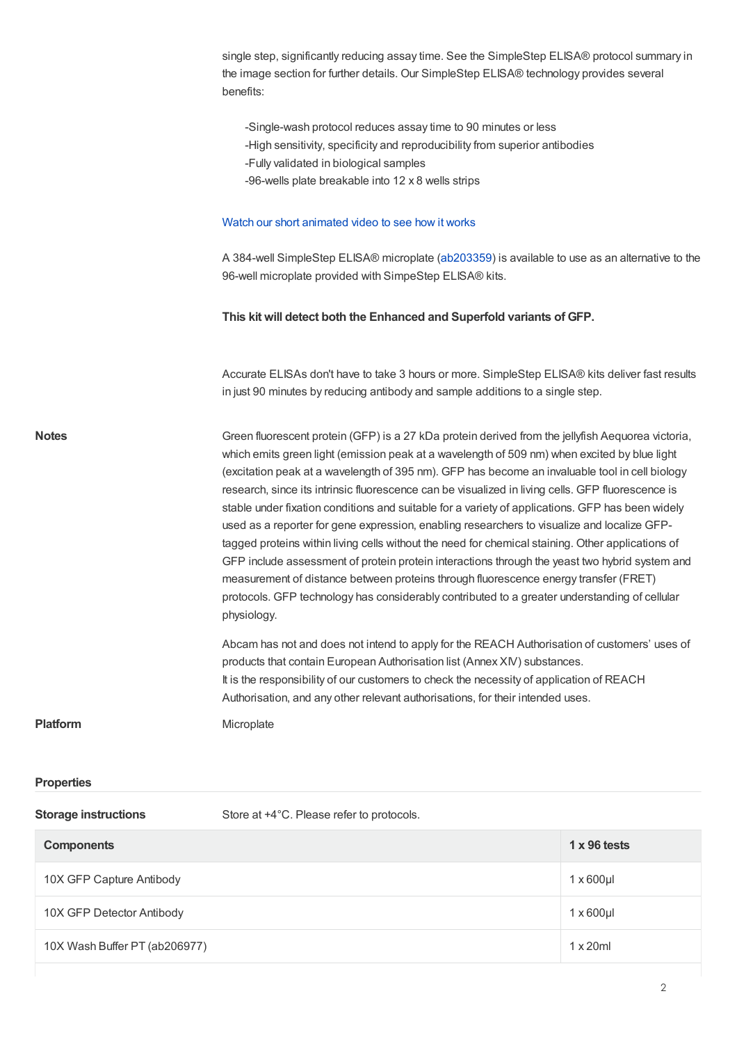single step, significantly reducing assay time. See the SimpleStep ELISA® protocol summary in the image section for further details. Our SimpleStep ELISA® technology provides several benefits:

- Single-wash protocol reduces assay time to 90 minutes or less
- High sensitivity, specificity and reproducibility from superior antibodies
- Fully validated in biological samples
- 96-wells plate breakable into 12 x 8 wells strips

Watch our short animated video to see how it works

A 384-well SimpleStep ELISA® microplate (ab203359) is available to use as an alternative to the 96-well microplate provided with SimpeStep ELISA® kits.

**This kit will detect both the Enhanced and Superfold variants of GFP.**

Accurate ELISAs don't have to take 3 hours or more. SimpleStep ELISA® kits deliver fast results in just 90 minutes by reducing antibody and sample additions to a single step.

**Notes**

Green fluorescent protein (GFP) is a 27 kDa protein derived from the jellyfish Aequorea victoria, which emits green light (emission peak at a wavelength of 509 nm) when excited by blue light (excitation peak at a wavelength of 395 nm). GFP has become an invaluable tool in cell biology research, since its intrinsic fluorescence can be visualized in living cells. GFP fluorescence is stable under fixation conditions and suitable for a variety of applications. GFP has been widely used as a reporter for gene expression, enabling researchers to visualize and localize GFP-tagged proteins within living cells without the need for chemical staining. Other applications of GFP include assessment of protein protein interactions through the yeast two hybrid system and measurement of distance between proteins through fluorescence energy transfer (FRET) protocols. GFP technology has considerably contributed to a greater understanding of cellular physiology.

Abcam has not and does not intend to apply for the REACH Authorisation of customers' uses of products that contain European Authorisation list (Annex XIV) substances.
It is the responsibility of our customers to check the necessity of application of REACH Authorisation, and any other relevant authorisations, for their intended uses.

**Platform**

Microplate

## Properties

**Storage instructions**

Store at +4°C. Please refer to protocols.

| Components | 1 x 96 tests |
|---|---|
| 10X GFP Capture Antibody | 1 x 600µl |
| 10X GFP Detector Antibody | 1 x 600µl |
| 10X Wash Buffer PT (ab206977) | 1 x 20ml |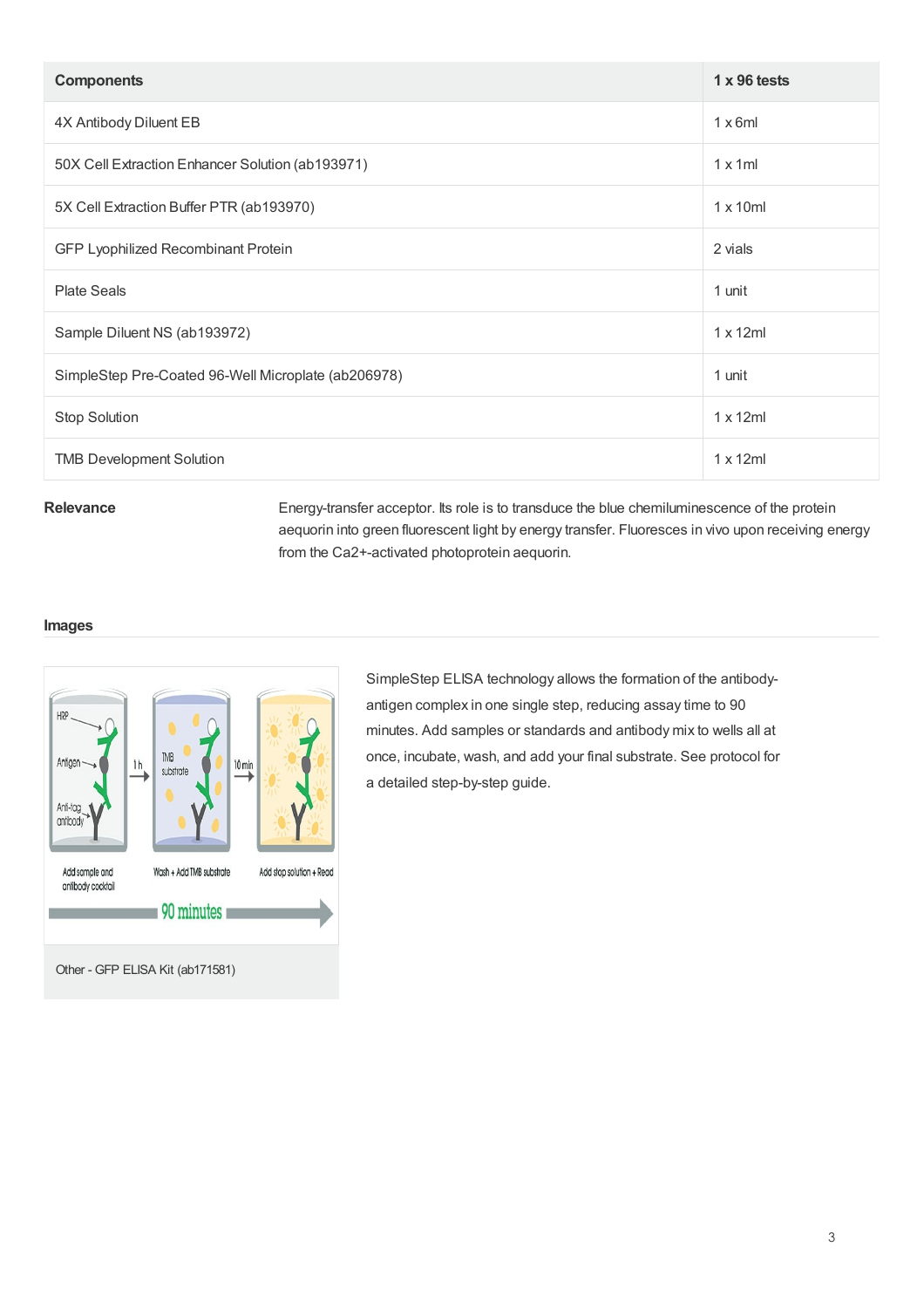| Components | 1 x 96 tests |
| --- | --- |
| 4X Antibody Diluent EB | 1 x 6ml |
| 50X Cell Extraction Enhancer Solution (ab193971) | 1 x 1ml |
| 5X Cell Extraction Buffer PTR (ab193970) | 1 x 10ml |
| GFP Lyophilized Recombinant Protein | 2 vials |
| Plate Seals | 1 unit |
| Sample Diluent NS (ab193972) | 1 x 12ml |
| SimpleStep Pre-Coated 96-Well Microplate (ab206978) | 1 unit |
| Stop Solution | 1 x 12ml |
| TMB Development Solution | 1 x 12ml |

**Relevance**

Energy-transfer acceptor. Its role is to transduce the blue chemiluminescence of the protein aequorin into green fluorescent light by energy transfer. Fluoresces in vivo upon receiving energy from the Ca2+-activated photoprotein aequorin.

## Images

Other - GFP ELISA Kit (ab171581)

SimpleStep ELISA technology allows the formation of the antibody-antigen complex in one single step, reducing assay time to 90 minutes. Add samples or standards and antibody mix to wells all at once, incubate, wash, and add your final substrate. See protocol for a detailed step-by-step guide.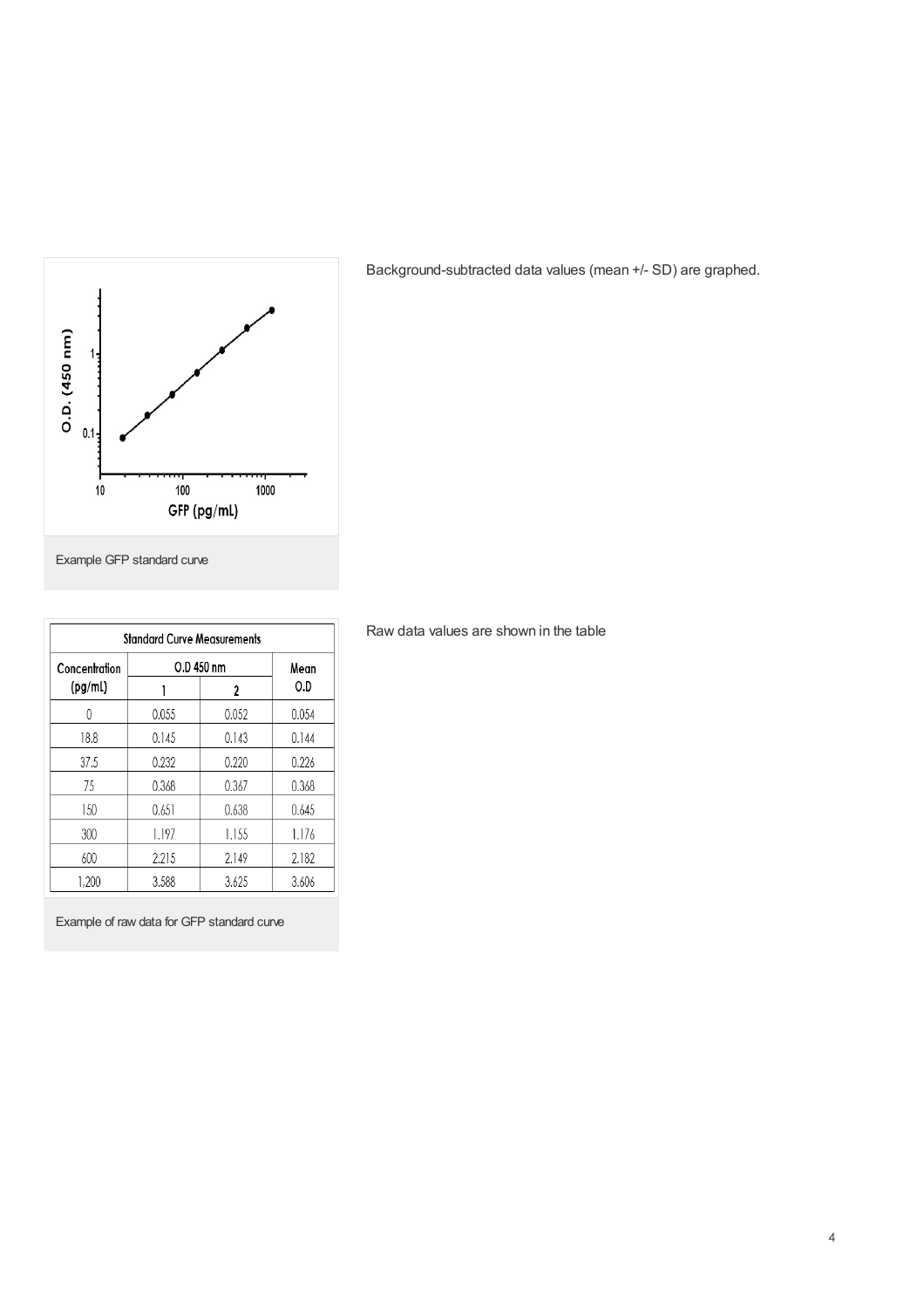Example GFP standard curve

Background-subtracted data values (mean +/- SD) are graphed.

| Standard Curve Measurements | | | |
|---|---|---|---|
| Concentration (pg/mL) | O.D 450 nm | | Mean O.D |
| | 1 | 2 | |
| 0 | 0.055 | 0.052 | 0.054 |
| 18.8 | 0.145 | 0.143 | 0.144 |
| 37.5 | 0.232 | 0.220 | 0.226 |
| 75 | 0.368 | 0.367 | 0.368 |
| 150 | 0.651 | 0.638 | 0.645 |
| 300 | 1.197 | 1.155 | 1.176 |
| 600 | 2.215 | 2.149 | 2.182 |
| 1,200 | 3.588 | 3.625 | 3.606 |

Example of raw data for GFP standard curve

Raw data values are shown in the table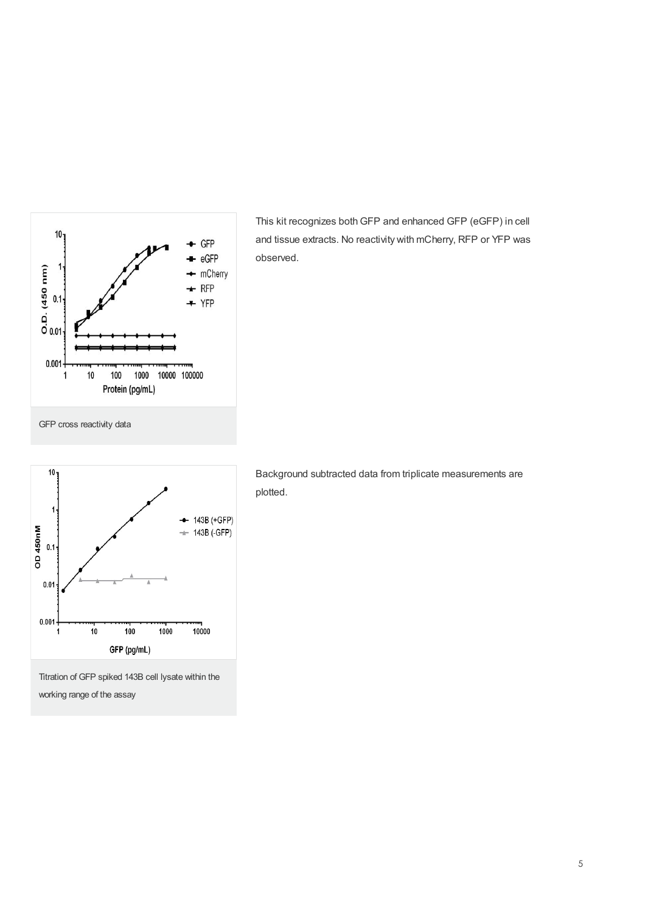GFP cross reactivity data

This kit recognizes both GFP and enhanced GFP (eGFP) in cell and tissue extracts. No reactivity with mCherry, RFP or YFP was observed.

Titration of GFP spiked 143B cell lysate within the working range of the assay

Background subtracted data from triplicate measurements are plotted.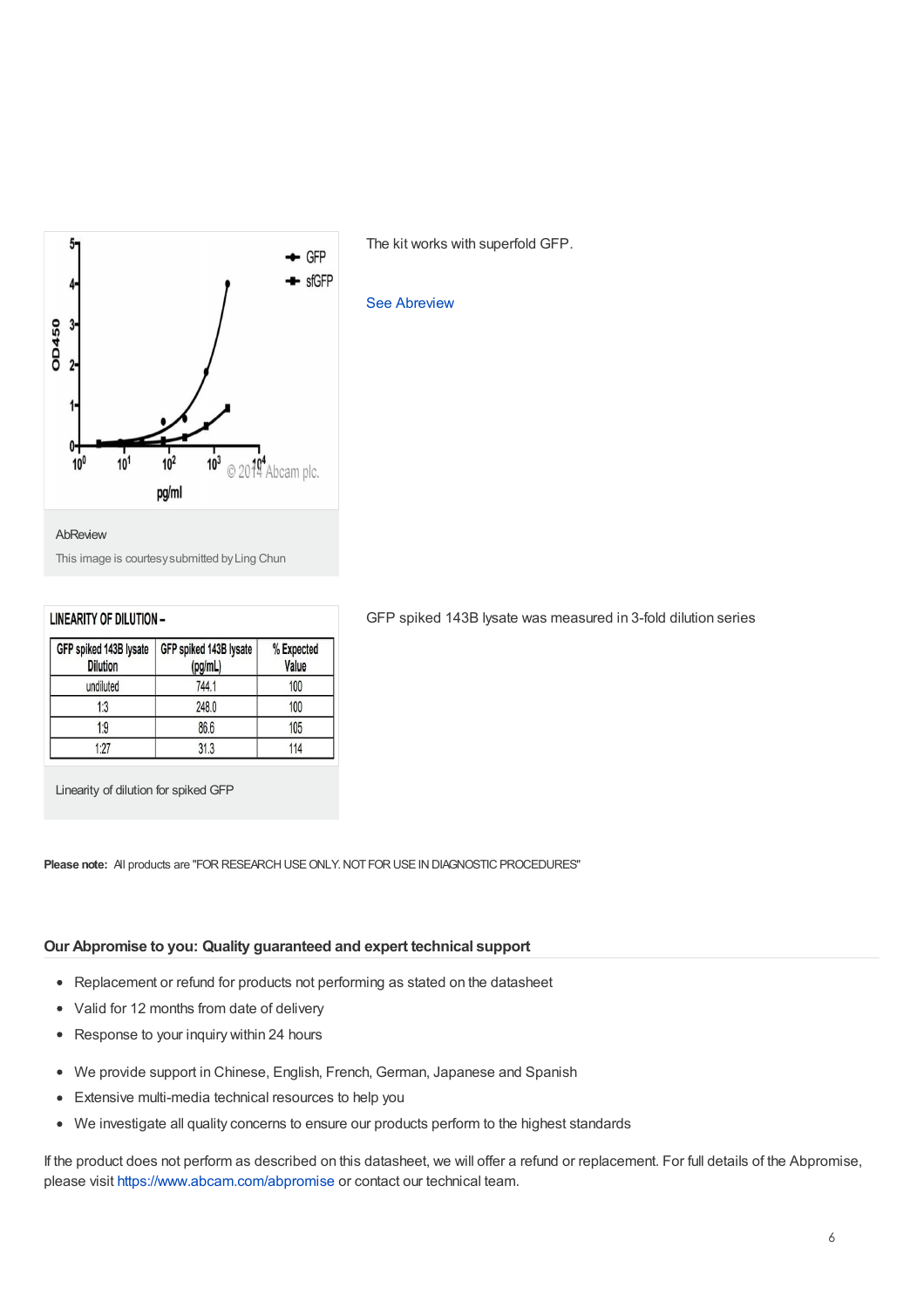AbReview

This image is courtesy submitted by Ling Chun

The kit works with superfold GFP.

See Abreview

**LINEARITY OF DILUTION –**

| GFP spiked 143B lysate Dilution | GFP spiked 143B lysate (pg/mL) | % Expected Value |
|---|---|---|
| undiluted | 744.1 | 100 |
| 1:3 | 248.0 | 100 |
| 1:9 | 86.6 | 105 |
| 1:27 | 31.3 | 114 |

Linearity of dilution for spiked GFP

GFP spiked 143B lysate was measured in 3-fold dilution series

**Please note:** All products are "FOR RESEARCH USE ONLY. NOT FOR USE IN DIAGNOSTIC PROCEDURES"

## Our Abpromise to you: Quality guaranteed and expert technical support

- Replacement or refund for products not performing as stated on the datasheet
- Valid for 12 months from date of delivery
- Response to your inquiry within 24 hours

- We provide support in Chinese, English, French, German, Japanese and Spanish
- Extensive multi-media technical resources to help you
- We investigate all quality concerns to ensure our products perform to the highest standards

If the product does not perform as described on this datasheet, we will offer a refund or replacement. For full details of the Abpromise, please visit https://www.abcam.com/abpromise or contact our technical team.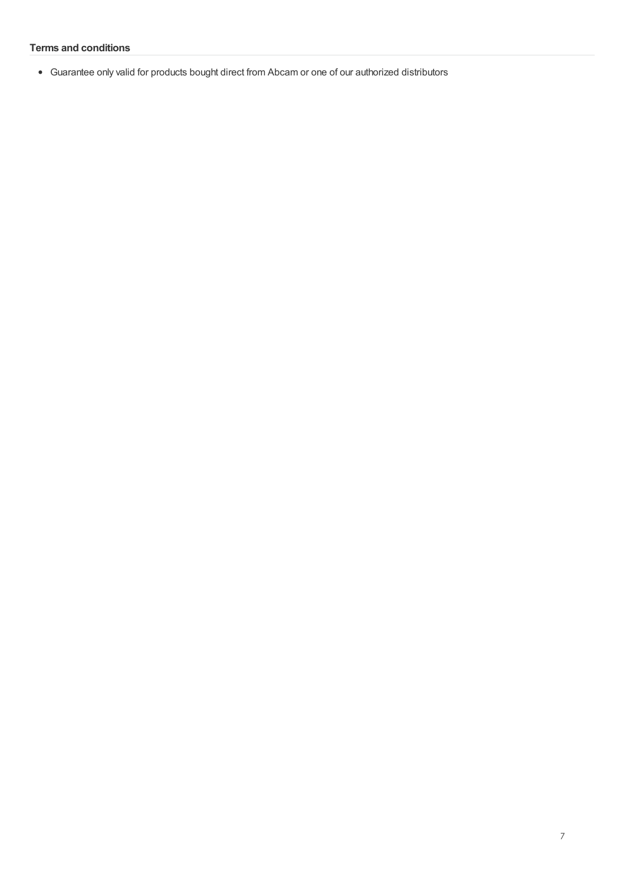### Terms and conditions

- Guarantee only valid for products bought direct from Abcam or one of our authorized distributors